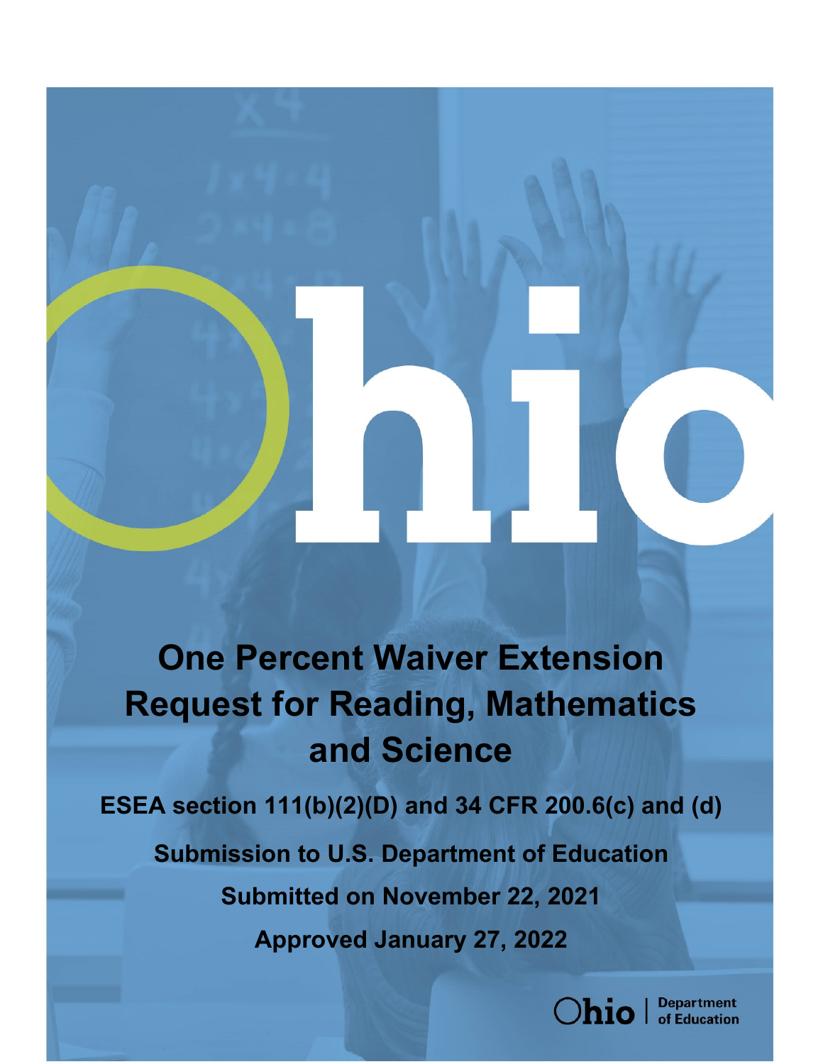# One Percent Waiver Extension Request for Reading, Mathematics and Science

**ESEA section 111(b)(2)(D) and 34 CFR 200.6(c) and (d)**

**Submission to U.S. Department of Education**

**Submitted on November 22, 2021**

**Approved January 27, 2022**

Ohio | Department of Education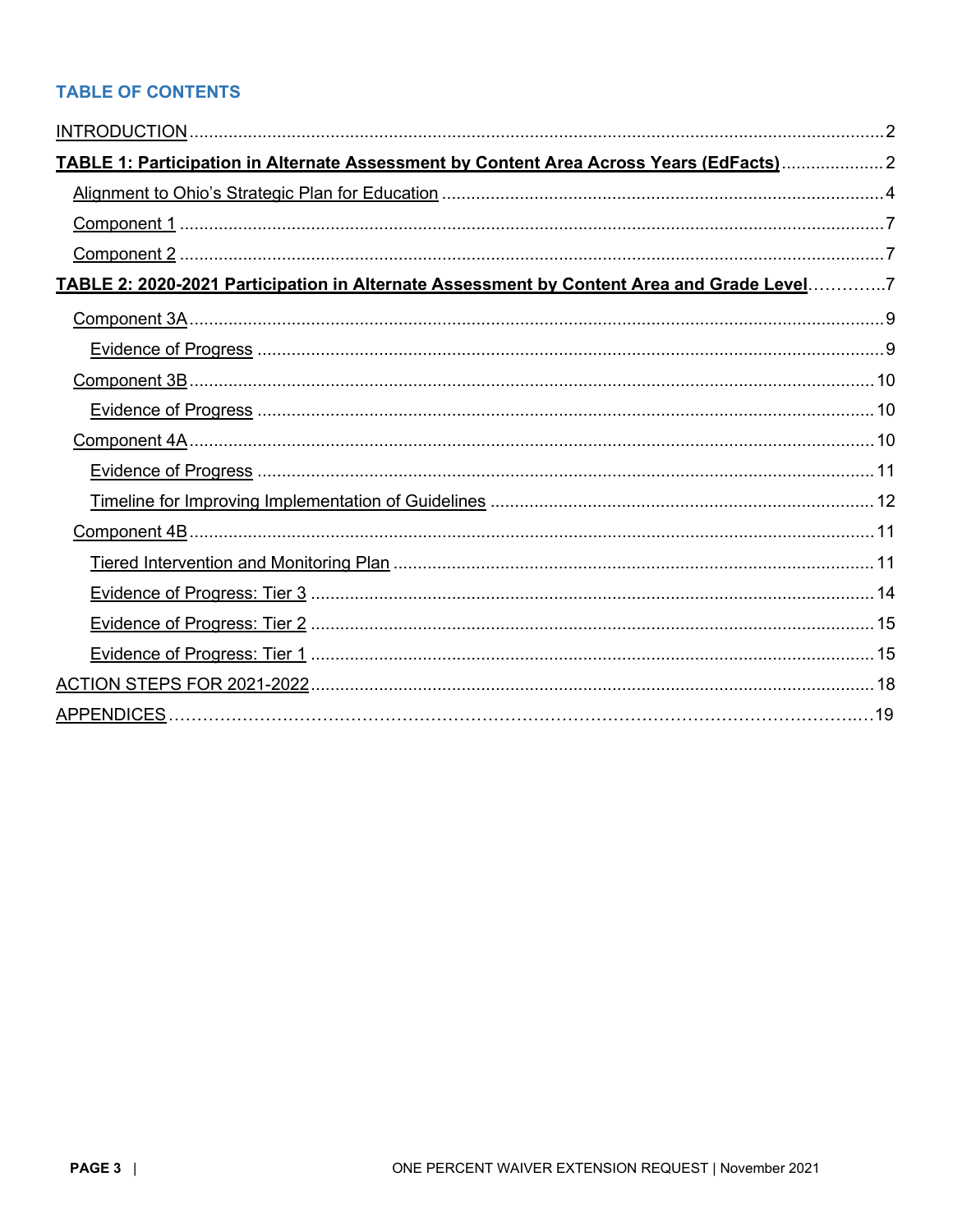## TABLE OF CONTENTS

INTRODUCTION ........ 2

**TABLE 1: Participation in Alternate Assessment by Content Area Across Years (EdFacts)** ........ 2

- Alignment to Ohio's Strategic Plan for Education ........ 4
- Component 1 ........ 7
- Component 2 ........ 7

**TABLE 2: 2020-2021 Participation in Alternate Assessment by Content Area and Grade Level** ........ 7

- Component 3A ........ 9
  - Evidence of Progress ........ 9
- Component 3B ........ 10
  - Evidence of Progress ........ 10
- Component 4A ........ 10
  - Evidence of Progress ........ 11
  - Timeline for Improving Implementation of Guidelines ........ 12
- Component 4B ........ 11
  - Tiered Intervention and Monitoring Plan ........ 11
  - Evidence of Progress: Tier 3 ........ 14
  - Evidence of Progress: Tier 2 ........ 15
  - Evidence of Progress: Tier 1 ........ 15

ACTION STEPS FOR 2021-2022 ........ 18

APPENDICES ........ 19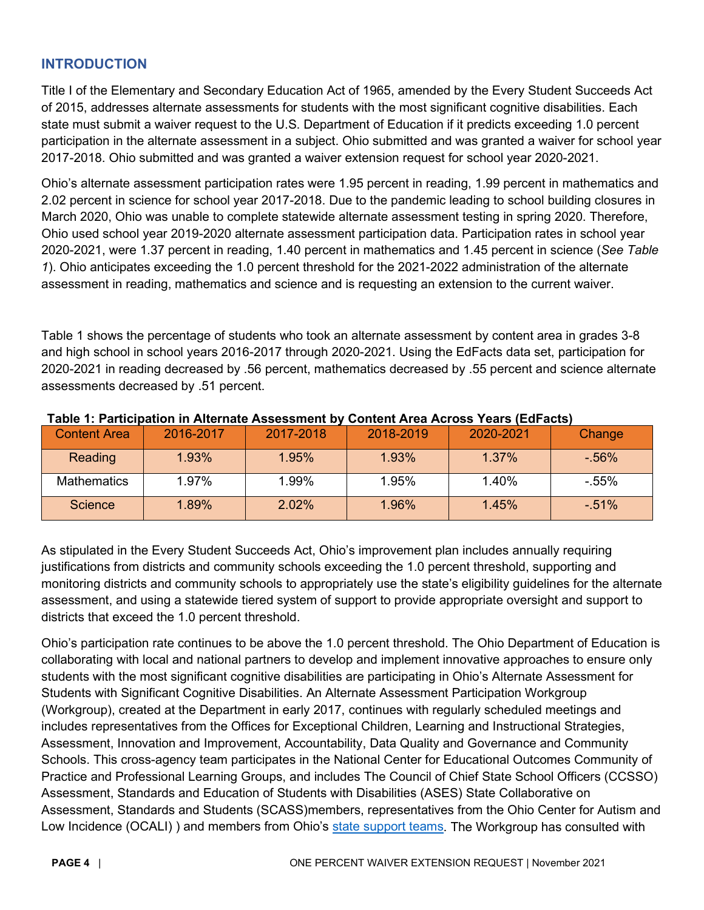## INTRODUCTION

Title I of the Elementary and Secondary Education Act of 1965, amended by the Every Student Succeeds Act of 2015, addresses alternate assessments for students with the most significant cognitive disabilities. Each state must submit a waiver request to the U.S. Department of Education if it predicts exceeding 1.0 percent participation in the alternate assessment in a subject. Ohio submitted and was granted a waiver for school year 2017-2018. Ohio submitted and was granted a waiver extension request for school year 2020-2021.

Ohio's alternate assessment participation rates were 1.95 percent in reading, 1.99 percent in mathematics and 2.02 percent in science for school year 2017-2018. Due to the pandemic leading to school building closures in March 2020, Ohio was unable to complete statewide alternate assessment testing in spring 2020. Therefore, Ohio used school year 2019-2020 alternate assessment participation data. Participation rates in school year 2020-2021, were 1.37 percent in reading, 1.40 percent in mathematics and 1.45 percent in science (*See Table 1*). Ohio anticipates exceeding the 1.0 percent threshold for the 2021-2022 administration of the alternate assessment in reading, mathematics and science and is requesting an extension to the current waiver.

Table 1 shows the percentage of students who took an alternate assessment by content area in grades 3-8 and high school in school years 2016-2017 through 2020-2021. Using the EdFacts data set, participation for 2020-2021 in reading decreased by .56 percent, mathematics decreased by .55 percent and science alternate assessments decreased by .51 percent.

**Table 1: Participation in Alternate Assessment by Content Area Across Years (EdFacts)**

| Content Area | 2016-2017 | 2017-2018 | 2018-2019 | 2020-2021 | Change |
|---|---|---|---|---|---|
| Reading | 1.93% | 1.95% | 1.93% | 1.37% | -.56% |
| Mathematics | 1.97% | 1.99% | 1.95% | 1.40% | -.55% |
| Science | 1.89% | 2.02% | 1.96% | 1.45% | -.51% |

As stipulated in the Every Student Succeeds Act, Ohio's improvement plan includes annually requiring justifications from districts and community schools exceeding the 1.0 percent threshold, supporting and monitoring districts and community schools to appropriately use the state's eligibility guidelines for the alternate assessment, and using a statewide tiered system of support to provide appropriate oversight and support to districts that exceed the 1.0 percent threshold.

Ohio's participation rate continues to be above the 1.0 percent threshold. The Ohio Department of Education is collaborating with local and national partners to develop and implement innovative approaches to ensure only students with the most significant cognitive disabilities are participating in Ohio's Alternate Assessment for Students with Significant Cognitive Disabilities. An Alternate Assessment Participation Workgroup (Workgroup), created at the Department in early 2017, continues with regularly scheduled meetings and includes representatives from the Offices for Exceptional Children, Learning and Instructional Strategies, Assessment, Innovation and Improvement, Accountability, Data Quality and Governance and Community Schools. This cross-agency team participates in the National Center for Educational Outcomes Community of Practice and Professional Learning Groups, and includes The Council of Chief State School Officers (CCSSO) Assessment, Standards and Education of Students with Disabilities (ASES) State Collaborative on Assessment, Standards and Students (SCASS)members, representatives from the Ohio Center for Autism and Low Incidence (OCALI) ) and members from Ohio's state support teams. The Workgroup has consulted with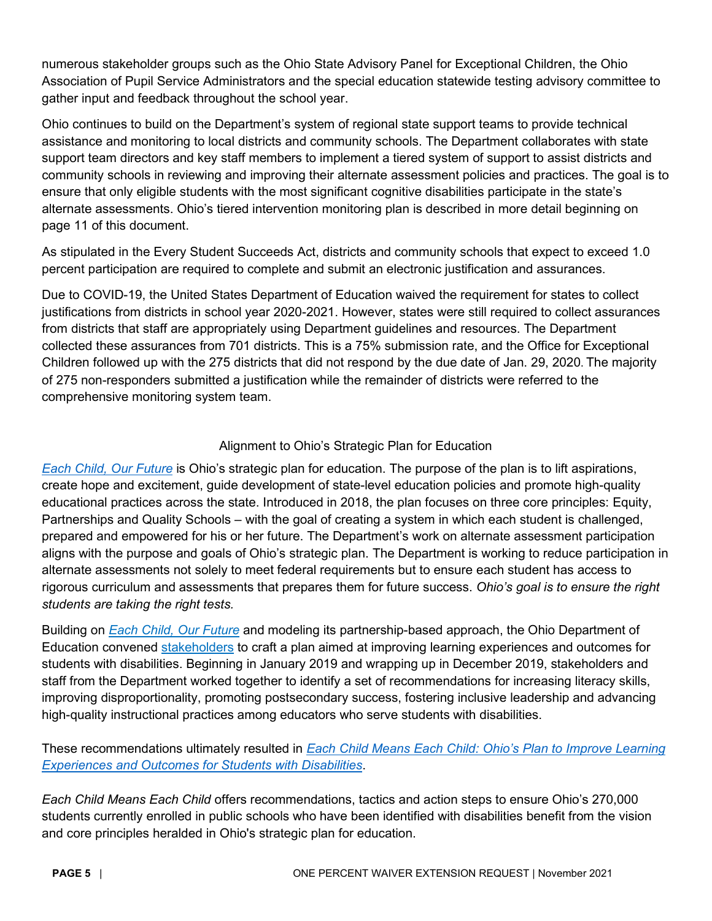numerous stakeholder groups such as the Ohio State Advisory Panel for Exceptional Children, the Ohio Association of Pupil Service Administrators and the special education statewide testing advisory committee to gather input and feedback throughout the school year.

Ohio continues to build on the Department's system of regional state support teams to provide technical assistance and monitoring to local districts and community schools. The Department collaborates with state support team directors and key staff members to implement a tiered system of support to assist districts and community schools in reviewing and improving their alternate assessment policies and practices. The goal is to ensure that only eligible students with the most significant cognitive disabilities participate in the state's alternate assessments. Ohio's tiered intervention monitoring plan is described in more detail beginning on page 11 of this document.

As stipulated in the Every Student Succeeds Act, districts and community schools that expect to exceed 1.0 percent participation are required to complete and submit an electronic justification and assurances.

Due to COVID-19, the United States Department of Education waived the requirement for states to collect justifications from districts in school year 2020-2021. However, states were still required to collect assurances from districts that staff are appropriately using Department guidelines and resources. The Department collected these assurances from 701 districts. This is a 75% submission rate, and the Office for Exceptional Children followed up with the 275 districts that did not respond by the due date of Jan. 29, 2020. The majority of 275 non-responders submitted a justification while the remainder of districts were referred to the comprehensive monitoring system team.

## Alignment to Ohio's Strategic Plan for Education

*Each Child, Our Future* is Ohio's strategic plan for education. The purpose of the plan is to lift aspirations, create hope and excitement, guide development of state-level education policies and promote high-quality educational practices across the state. Introduced in 2018, the plan focuses on three core principles: Equity, Partnerships and Quality Schools – with the goal of creating a system in which each student is challenged, prepared and empowered for his or her future. The Department's work on alternate assessment participation aligns with the purpose and goals of Ohio's strategic plan. The Department is working to reduce participation in alternate assessments not solely to meet federal requirements but to ensure each student has access to rigorous curriculum and assessments that prepares them for future success. *Ohio's goal is to ensure the right students are taking the right tests.*

Building on *Each Child, Our Future* and modeling its partnership-based approach, the Ohio Department of Education convened stakeholders to craft a plan aimed at improving learning experiences and outcomes for students with disabilities. Beginning in January 2019 and wrapping up in December 2019, stakeholders and staff from the Department worked together to identify a set of recommendations for increasing literacy skills, improving disproportionality, promoting postsecondary success, fostering inclusive leadership and advancing high-quality instructional practices among educators who serve students with disabilities.

These recommendations ultimately resulted in *Each Child Means Each Child: Ohio's Plan to Improve Learning Experiences and Outcomes for Students with Disabilities*.

*Each Child Means Each Child* offers recommendations, tactics and action steps to ensure Ohio's 270,000 students currently enrolled in public schools who have been identified with disabilities benefit from the vision and core principles heralded in Ohio's strategic plan for education.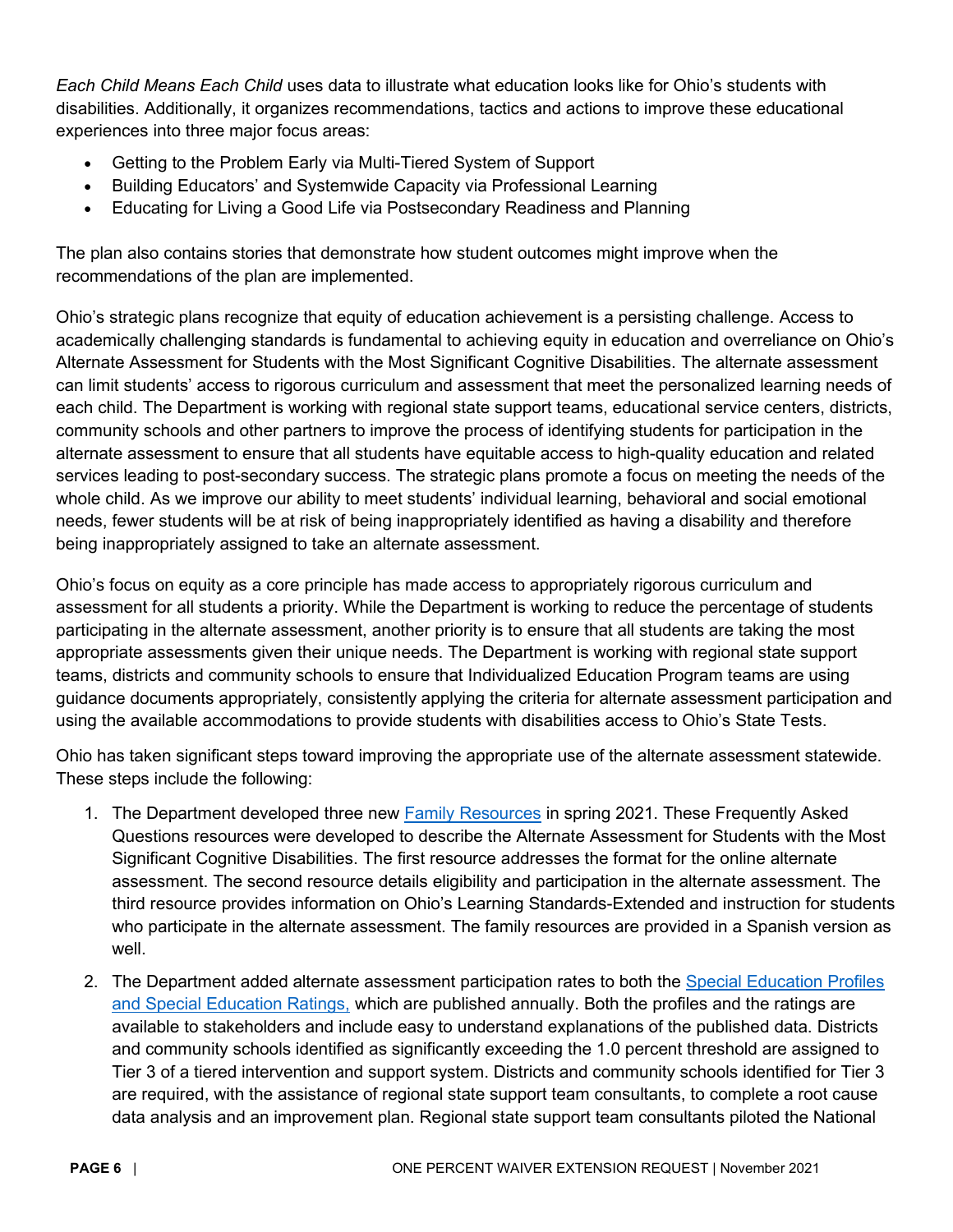*Each Child Means Each Child* uses data to illustrate what education looks like for Ohio's students with disabilities. Additionally, it organizes recommendations, tactics and actions to improve these educational experiences into three major focus areas:

- Getting to the Problem Early via Multi-Tiered System of Support
- Building Educators' and Systemwide Capacity via Professional Learning
- Educating for Living a Good Life via Postsecondary Readiness and Planning

The plan also contains stories that demonstrate how student outcomes might improve when the recommendations of the plan are implemented.

Ohio's strategic plans recognize that equity of education achievement is a persisting challenge. Access to academically challenging standards is fundamental to achieving equity in education and overreliance on Ohio's Alternate Assessment for Students with the Most Significant Cognitive Disabilities. The alternate assessment can limit students' access to rigorous curriculum and assessment that meet the personalized learning needs of each child. The Department is working with regional state support teams, educational service centers, districts, community schools and other partners to improve the process of identifying students for participation in the alternate assessment to ensure that all students have equitable access to high-quality education and related services leading to post-secondary success. The strategic plans promote a focus on meeting the needs of the whole child. As we improve our ability to meet students' individual learning, behavioral and social emotional needs, fewer students will be at risk of being inappropriately identified as having a disability and therefore being inappropriately assigned to take an alternate assessment.

Ohio's focus on equity as a core principle has made access to appropriately rigorous curriculum and assessment for all students a priority. While the Department is working to reduce the percentage of students participating in the alternate assessment, another priority is to ensure that all students are taking the most appropriate assessments given their unique needs. The Department is working with regional state support teams, districts and community schools to ensure that Individualized Education Program teams are using guidance documents appropriately, consistently applying the criteria for alternate assessment participation and using the available accommodations to provide students with disabilities access to Ohio's State Tests.

Ohio has taken significant steps toward improving the appropriate use of the alternate assessment statewide. These steps include the following:

1. The Department developed three new Family Resources in spring 2021. These Frequently Asked Questions resources were developed to describe the Alternate Assessment for Students with the Most Significant Cognitive Disabilities. The first resource addresses the format for the online alternate assessment. The second resource details eligibility and participation in the alternate assessment. The third resource provides information on Ohio's Learning Standards-Extended and instruction for students who participate in the alternate assessment. The family resources are provided in a Spanish version as well.
2. The Department added alternate assessment participation rates to both the Special Education Profiles and Special Education Ratings, which are published annually. Both the profiles and the ratings are available to stakeholders and include easy to understand explanations of the published data. Districts and community schools identified as significantly exceeding the 1.0 percent threshold are assigned to Tier 3 of a tiered intervention and support system. Districts and community schools identified for Tier 3 are required, with the assistance of regional state support team consultants, to complete a root cause data analysis and an improvement plan. Regional state support team consultants piloted the National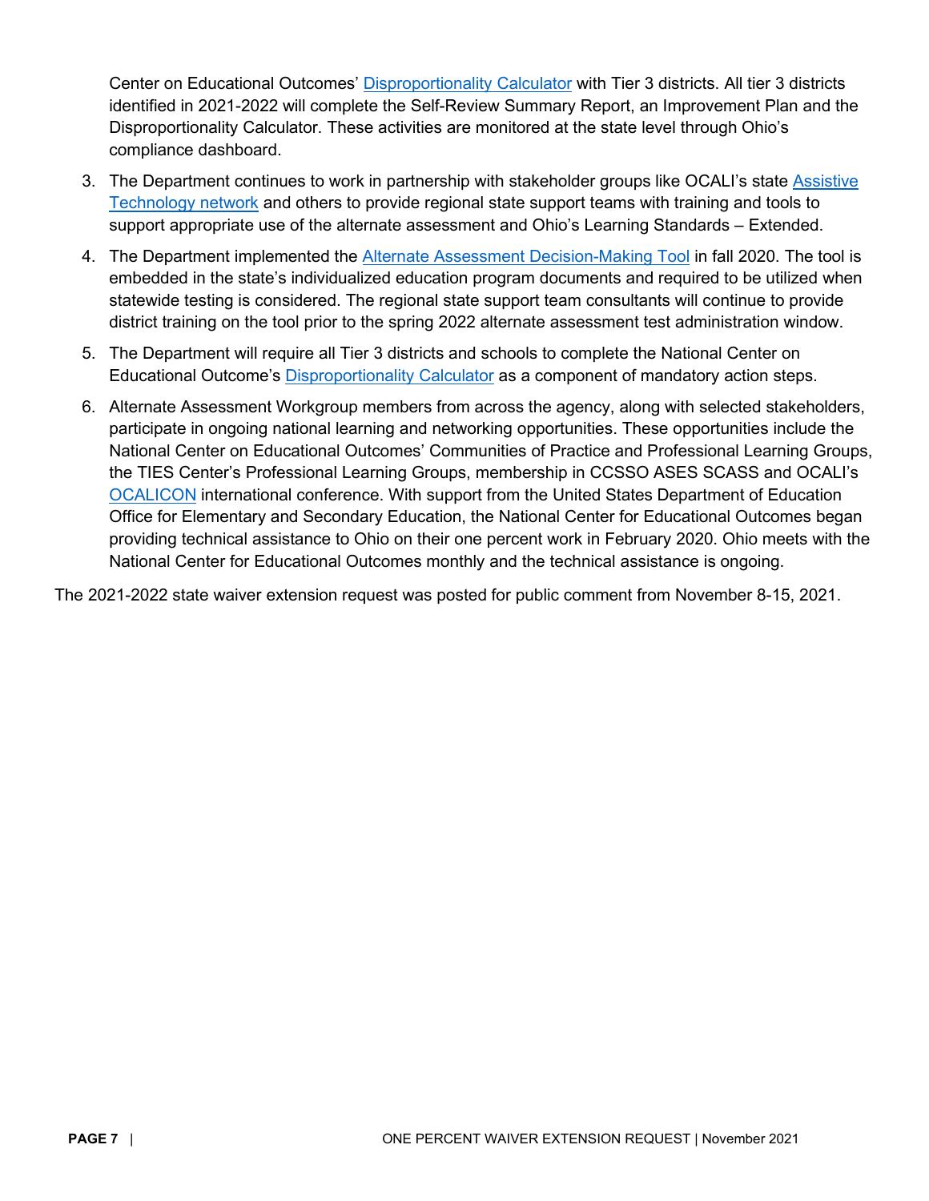Center on Educational Outcomes' Disproportionality Calculator with Tier 3 districts. All tier 3 districts identified in 2021-2022 will complete the Self-Review Summary Report, an Improvement Plan and the Disproportionality Calculator. These activities are monitored at the state level through Ohio's compliance dashboard.

3. The Department continues to work in partnership with stakeholder groups like OCALI's state Assistive Technology network and others to provide regional state support teams with training and tools to support appropriate use of the alternate assessment and Ohio's Learning Standards – Extended.
4. The Department implemented the Alternate Assessment Decision-Making Tool in fall 2020. The tool is embedded in the state's individualized education program documents and required to be utilized when statewide testing is considered. The regional state support team consultants will continue to provide district training on the tool prior to the spring 2022 alternate assessment test administration window.
5. The Department will require all Tier 3 districts and schools to complete the National Center on Educational Outcome's Disproportionality Calculator as a component of mandatory action steps.
6. Alternate Assessment Workgroup members from across the agency, along with selected stakeholders, participate in ongoing national learning and networking opportunities. These opportunities include the National Center on Educational Outcomes' Communities of Practice and Professional Learning Groups, the TIES Center's Professional Learning Groups, membership in CCSSO ASES SCASS and OCALI's OCALICON international conference. With support from the United States Department of Education Office for Elementary and Secondary Education, the National Center for Educational Outcomes began providing technical assistance to Ohio on their one percent work in February 2020. Ohio meets with the National Center for Educational Outcomes monthly and the technical assistance is ongoing.

The 2021-2022 state waiver extension request was posted for public comment from November 8-15, 2021.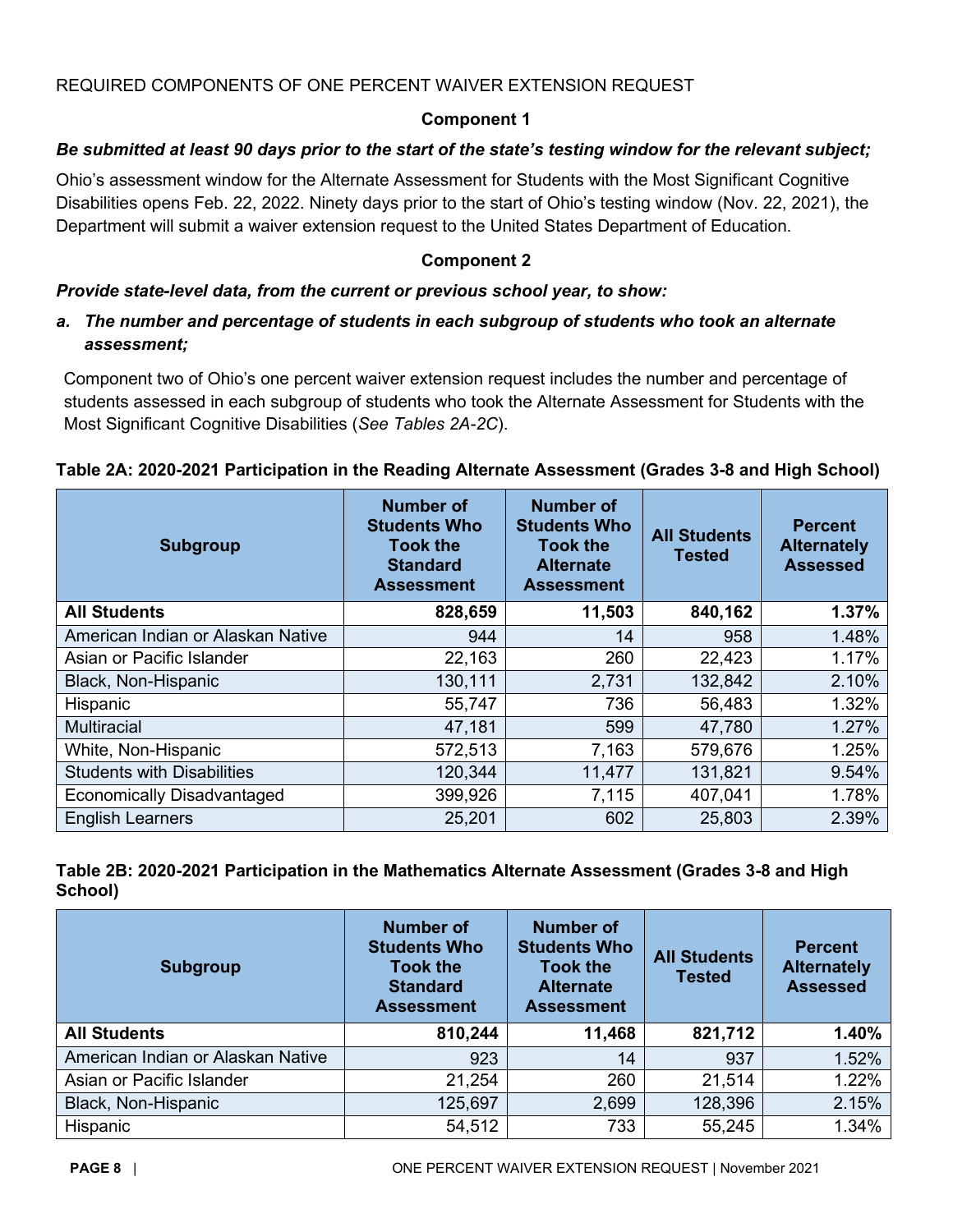REQUIRED COMPONENTS OF ONE PERCENT WAIVER EXTENSION REQUEST

**Component 1**

***Be submitted at least 90 days prior to the start of the state's testing window for the relevant subject;***

Ohio's assessment window for the Alternate Assessment for Students with the Most Significant Cognitive Disabilities opens Feb. 22, 2022. Ninety days prior to the start of Ohio's testing window (Nov. 22, 2021), the Department will submit a waiver extension request to the United States Department of Education.

**Component 2**

***Provide state-level data, from the current or previous school year, to show:***

***a. The number and percentage of students in each subgroup of students who took an alternate assessment;***

Component two of Ohio's one percent waiver extension request includes the number and percentage of students assessed in each subgroup of students who took the Alternate Assessment for Students with the Most Significant Cognitive Disabilities (*See Tables 2A-2C*).

**Table 2A: 2020-2021 Participation in the Reading Alternate Assessment (Grades 3-8 and High School)**

| Subgroup | Number of Students Who Took the Standard Assessment | Number of Students Who Took the Alternate Assessment | All Students Tested | Percent Alternately Assessed |
|---|---|---|---|---|
| **All Students** | **828,659** | **11,503** | **840,162** | **1.37%** |
| American Indian or Alaskan Native | 944 | 14 | 958 | 1.48% |
| Asian or Pacific Islander | 22,163 | 260 | 22,423 | 1.17% |
| Black, Non-Hispanic | 130,111 | 2,731 | 132,842 | 2.10% |
| Hispanic | 55,747 | 736 | 56,483 | 1.32% |
| Multiracial | 47,181 | 599 | 47,780 | 1.27% |
| White, Non-Hispanic | 572,513 | 7,163 | 579,676 | 1.25% |
| Students with Disabilities | 120,344 | 11,477 | 131,821 | 9.54% |
| Economically Disadvantaged | 399,926 | 7,115 | 407,041 | 1.78% |
| English Learners | 25,201 | 602 | 25,803 | 2.39% |

**Table 2B: 2020-2021 Participation in the Mathematics Alternate Assessment (Grades 3-8 and High School)**

| Subgroup | Number of Students Who Took the Standard Assessment | Number of Students Who Took the Alternate Assessment | All Students Tested | Percent Alternately Assessed |
|---|---|---|---|---|
| **All Students** | **810,244** | **11,468** | **821,712** | **1.40%** |
| American Indian or Alaskan Native | 923 | 14 | 937 | 1.52% |
| Asian or Pacific Islander | 21,254 | 260 | 21,514 | 1.22% |
| Black, Non-Hispanic | 125,697 | 2,699 | 128,396 | 2.15% |
| Hispanic | 54,512 | 733 | 55,245 | 1.34% |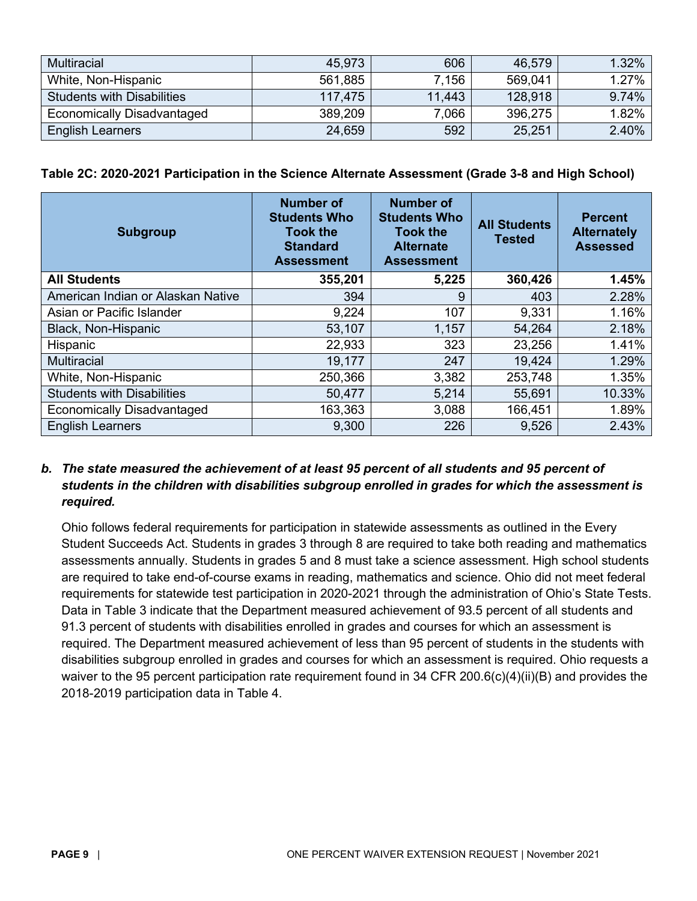| Multiracial | 45,973 | 606 | 46,579 | 1.32% |
|---|---|---|---|---|
| White, Non-Hispanic | 561,885 | 7,156 | 569,041 | 1.27% |
| Students with Disabilities | 117,475 | 11,443 | 128,918 | 9.74% |
| Economically Disadvantaged | 389,209 | 7,066 | 396,275 | 1.82% |
| English Learners | 24,659 | 592 | 25,251 | 2.40% |

**Table 2C: 2020-2021 Participation in the Science Alternate Assessment (Grade 3-8 and High School)**

| Subgroup | Number of Students Who Took the Standard Assessment | Number of Students Who Took the Alternate Assessment | All Students Tested | Percent Alternately Assessed |
|---|---|---|---|---|
| **All Students** | **355,201** | **5,225** | **360,426** | **1.45%** |
| American Indian or Alaskan Native | 394 | 9 | 403 | 2.28% |
| Asian or Pacific Islander | 9,224 | 107 | 9,331 | 1.16% |
| Black, Non-Hispanic | 53,107 | 1,157 | 54,264 | 2.18% |
| Hispanic | 22,933 | 323 | 23,256 | 1.41% |
| Multiracial | 19,177 | 247 | 19,424 | 1.29% |
| White, Non-Hispanic | 250,366 | 3,382 | 253,748 | 1.35% |
| Students with Disabilities | 50,477 | 5,214 | 55,691 | 10.33% |
| Economically Disadvantaged | 163,363 | 3,088 | 166,451 | 1.89% |
| English Learners | 9,300 | 226 | 9,526 | 2.43% |

***b. The state measured the achievement of at least 95 percent of all students and 95 percent of students in the children with disabilities subgroup enrolled in grades for which the assessment is required.***

Ohio follows federal requirements for participation in statewide assessments as outlined in the Every Student Succeeds Act. Students in grades 3 through 8 are required to take both reading and mathematics assessments annually. Students in grades 5 and 8 must take a science assessment. High school students are required to take end-of-course exams in reading, mathematics and science. Ohio did not meet federal requirements for statewide test participation in 2020-2021 through the administration of Ohio's State Tests. Data in Table 3 indicate that the Department measured achievement of 93.5 percent of all students and 91.3 percent of students with disabilities enrolled in grades and courses for which an assessment is required. The Department measured achievement of less than 95 percent of students in the students with disabilities subgroup enrolled in grades and courses for which an assessment is required. Ohio requests a waiver to the 95 percent participation rate requirement found in 34 CFR 200.6(c)(4)(ii)(B) and provides the 2018-2019 participation data in Table 4.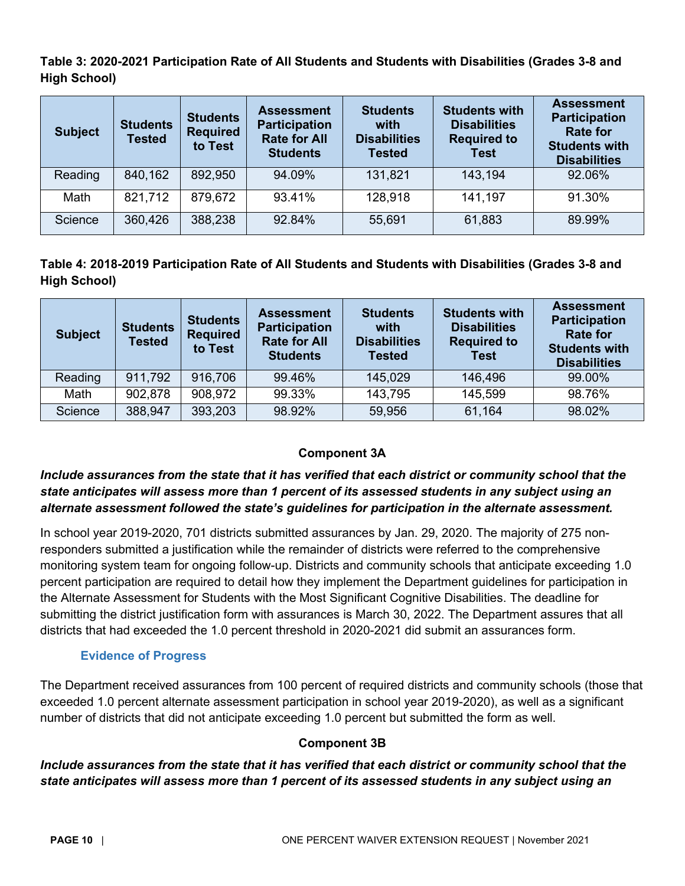**Table 3: 2020-2021 Participation Rate of All Students and Students with Disabilities (Grades 3-8 and High School)**

| Subject | Students Tested | Students Required to Test | Assessment Participation Rate for All Students | Students with Disabilities Tested | Students with Disabilities Required to Test | Assessment Participation Rate for Students with Disabilities |
|---|---|---|---|---|---|---|
| Reading | 840,162 | 892,950 | 94.09% | 131,821 | 143,194 | 92.06% |
| Math | 821,712 | 879,672 | 93.41% | 128,918 | 141,197 | 91.30% |
| Science | 360,426 | 388,238 | 92.84% | 55,691 | 61,883 | 89.99% |

**Table 4: 2018-2019 Participation Rate of All Students and Students with Disabilities (Grades 3-8 and High School)**

| Subject | Students Tested | Students Required to Test | Assessment Participation Rate for All Students | Students with Disabilities Tested | Students with Disabilities Required to Test | Assessment Participation Rate for Students with Disabilities |
|---|---|---|---|---|---|---|
| Reading | 911,792 | 916,706 | 99.46% | 145,029 | 146,496 | 99.00% |
| Math | 902,878 | 908,972 | 99.33% | 143,795 | 145,599 | 98.76% |
| Science | 388,947 | 393,203 | 98.92% | 59,956 | 61,164 | 98.02% |

### Component 3A

***Include assurances from the state that it has verified that each district or community school that the state anticipates will assess more than 1 percent of its assessed students in any subject using an alternate assessment followed the state's guidelines for participation in the alternate assessment.***

In school year 2019-2020, 701 districts submitted assurances by Jan. 29, 2020. The majority of 275 non-responders submitted a justification while the remainder of districts were referred to the comprehensive monitoring system team for ongoing follow-up. Districts and community schools that anticipate exceeding 1.0 percent participation are required to detail how they implement the Department guidelines for participation in the Alternate Assessment for Students with the Most Significant Cognitive Disabilities. The deadline for submitting the district justification form with assurances is March 30, 2022. The Department assures that all districts that had exceeded the 1.0 percent threshold in 2020-2021 did submit an assurances form.

#### Evidence of Progress

The Department received assurances from 100 percent of required districts and community schools (those that exceeded 1.0 percent alternate assessment participation in school year 2019-2020), as well as a significant number of districts that did not anticipate exceeding 1.0 percent but submitted the form as well.

### Component 3B

***Include assurances from the state that it has verified that each district or community school that the state anticipates will assess more than 1 percent of its assessed students in any subject using an***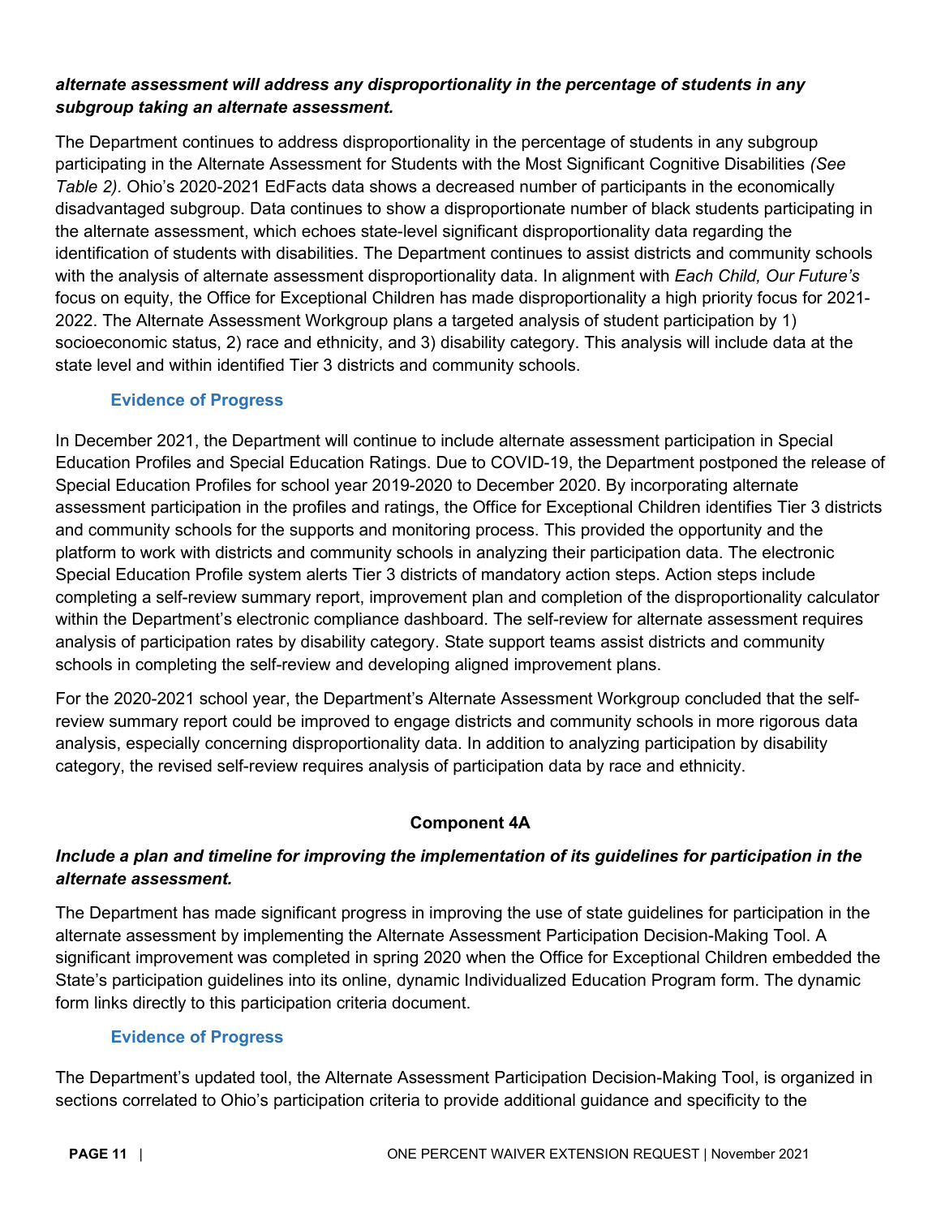***alternate assessment will address any disproportionality in the percentage of students in any subgroup taking an alternate assessment.***

The Department continues to address disproportionality in the percentage of students in any subgroup participating in the Alternate Assessment for Students with the Most Significant Cognitive Disabilities *(See Table 2)*. Ohio's 2020-2021 EdFacts data shows a decreased number of participants in the economically disadvantaged subgroup. Data continues to show a disproportionate number of black students participating in the alternate assessment, which echoes state-level significant disproportionality data regarding the identification of students with disabilities. The Department continues to assist districts and community schools with the analysis of alternate assessment disproportionality data. In alignment with *Each Child, Our Future's* focus on equity, the Office for Exceptional Children has made disproportionality a high priority focus for 2021-2022. The Alternate Assessment Workgroup plans a targeted analysis of student participation by 1) socioeconomic status, 2) race and ethnicity, and 3) disability category. This analysis will include data at the state level and within identified Tier 3 districts and community schools.

### Evidence of Progress

In December 2021, the Department will continue to include alternate assessment participation in Special Education Profiles and Special Education Ratings. Due to COVID-19, the Department postponed the release of Special Education Profiles for school year 2019-2020 to December 2020. By incorporating alternate assessment participation in the profiles and ratings, the Office for Exceptional Children identifies Tier 3 districts and community schools for the supports and monitoring process. This provided the opportunity and the platform to work with districts and community schools in analyzing their participation data. The electronic Special Education Profile system alerts Tier 3 districts of mandatory action steps. Action steps include completing a self-review summary report, improvement plan and completion of the disproportionality calculator within the Department's electronic compliance dashboard. The self-review for alternate assessment requires analysis of participation rates by disability category. State support teams assist districts and community schools in completing the self-review and developing aligned improvement plans.

For the 2020-2021 school year, the Department's Alternate Assessment Workgroup concluded that the self-review summary report could be improved to engage districts and community schools in more rigorous data analysis, especially concerning disproportionality data. In addition to analyzing participation by disability category, the revised self-review requires analysis of participation data by race and ethnicity.

## Component 4A

***Include a plan and timeline for improving the implementation of its guidelines for participation in the alternate assessment.***

The Department has made significant progress in improving the use of state guidelines for participation in the alternate assessment by implementing the Alternate Assessment Participation Decision-Making Tool. A significant improvement was completed in spring 2020 when the Office for Exceptional Children embedded the State's participation guidelines into its online, dynamic Individualized Education Program form. The dynamic form links directly to this participation criteria document.

### Evidence of Progress

The Department's updated tool, the Alternate Assessment Participation Decision-Making Tool, is organized in sections correlated to Ohio's participation criteria to provide additional guidance and specificity to the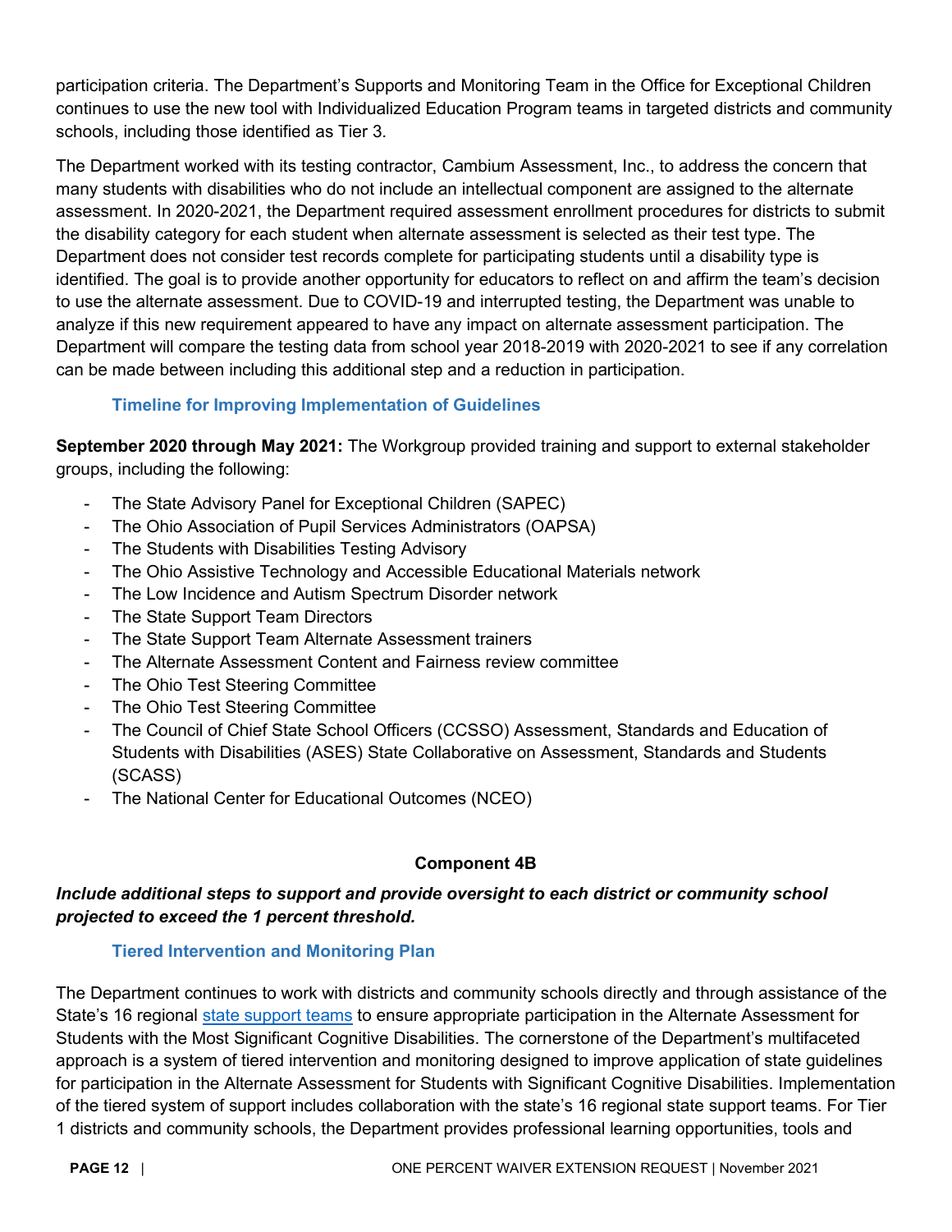participation criteria. The Department's Supports and Monitoring Team in the Office for Exceptional Children continues to use the new tool with Individualized Education Program teams in targeted districts and community schools, including those identified as Tier 3.

The Department worked with its testing contractor, Cambium Assessment, Inc., to address the concern that many students with disabilities who do not include an intellectual component are assigned to the alternate assessment. In 2020-2021, the Department required assessment enrollment procedures for districts to submit the disability category for each student when alternate assessment is selected as their test type. The Department does not consider test records complete for participating students until a disability type is identified. The goal is to provide another opportunity for educators to reflect on and affirm the team's decision to use the alternate assessment. Due to COVID-19 and interrupted testing, the Department was unable to analyze if this new requirement appeared to have any impact on alternate assessment participation. The Department will compare the testing data from school year 2018-2019 with 2020-2021 to see if any correlation can be made between including this additional step and a reduction in participation.

### Timeline for Improving Implementation of Guidelines

**September 2020 through May 2021:** The Workgroup provided training and support to external stakeholder groups, including the following:

- The State Advisory Panel for Exceptional Children (SAPEC)
- The Ohio Association of Pupil Services Administrators (OAPSA)
- The Students with Disabilities Testing Advisory
- The Ohio Assistive Technology and Accessible Educational Materials network
- The Low Incidence and Autism Spectrum Disorder network
- The State Support Team Directors
- The State Support Team Alternate Assessment trainers
- The Alternate Assessment Content and Fairness review committee
- The Ohio Test Steering Committee
- The Ohio Test Steering Committee
- The Council of Chief State School Officers (CCSSO) Assessment, Standards and Education of Students with Disabilities (ASES) State Collaborative on Assessment, Standards and Students (SCASS)
- The National Center for Educational Outcomes (NCEO)

**Component 4B**

***Include additional steps to support and provide oversight to each district or community school projected to exceed the 1 percent threshold.***

### Tiered Intervention and Monitoring Plan

The Department continues to work with districts and community schools directly and through assistance of the State's 16 regional state support teams to ensure appropriate participation in the Alternate Assessment for Students with the Most Significant Cognitive Disabilities. The cornerstone of the Department's multifaceted approach is a system of tiered intervention and monitoring designed to improve application of state guidelines for participation in the Alternate Assessment for Students with Significant Cognitive Disabilities. Implementation of the tiered system of support includes collaboration with the state's 16 regional state support teams. For Tier 1 districts and community schools, the Department provides professional learning opportunities, tools and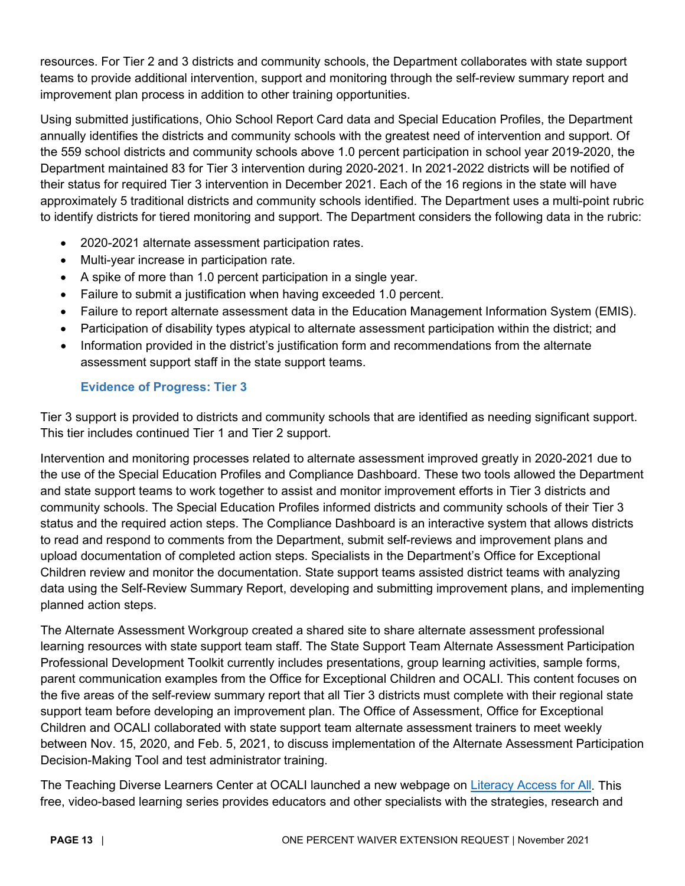resources. For Tier 2 and 3 districts and community schools, the Department collaborates with state support teams to provide additional intervention, support and monitoring through the self-review summary report and improvement plan process in addition to other training opportunities.

Using submitted justifications, Ohio School Report Card data and Special Education Profiles, the Department annually identifies the districts and community schools with the greatest need of intervention and support. Of the 559 school districts and community schools above 1.0 percent participation in school year 2019-2020, the Department maintained 83 for Tier 3 intervention during 2020-2021. In 2021-2022 districts will be notified of their status for required Tier 3 intervention in December 2021. Each of the 16 regions in the state will have approximately 5 traditional districts and community schools identified. The Department uses a multi-point rubric to identify districts for tiered monitoring and support. The Department considers the following data in the rubric:

- 2020-2021 alternate assessment participation rates.
- Multi-year increase in participation rate.
- A spike of more than 1.0 percent participation in a single year.
- Failure to submit a justification when having exceeded 1.0 percent.
- Failure to report alternate assessment data in the Education Management Information System (EMIS).
- Participation of disability types atypical to alternate assessment participation within the district; and
- Information provided in the district's justification form and recommendations from the alternate assessment support staff in the state support teams.

### Evidence of Progress: Tier 3

Tier 3 support is provided to districts and community schools that are identified as needing significant support. This tier includes continued Tier 1 and Tier 2 support.

Intervention and monitoring processes related to alternate assessment improved greatly in 2020-2021 due to the use of the Special Education Profiles and Compliance Dashboard. These two tools allowed the Department and state support teams to work together to assist and monitor improvement efforts in Tier 3 districts and community schools. The Special Education Profiles informed districts and community schools of their Tier 3 status and the required action steps. The Compliance Dashboard is an interactive system that allows districts to read and respond to comments from the Department, submit self-reviews and improvement plans and upload documentation of completed action steps. Specialists in the Department's Office for Exceptional Children review and monitor the documentation. State support teams assisted district teams with analyzing data using the Self-Review Summary Report, developing and submitting improvement plans, and implementing planned action steps.

The Alternate Assessment Workgroup created a shared site to share alternate assessment professional learning resources with state support team staff. The State Support Team Alternate Assessment Participation Professional Development Toolkit currently includes presentations, group learning activities, sample forms, parent communication examples from the Office for Exceptional Children and OCALI. This content focuses on the five areas of the self-review summary report that all Tier 3 districts must complete with their regional state support team before developing an improvement plan. The Office of Assessment, Office for Exceptional Children and OCALI collaborated with state support team alternate assessment trainers to meet weekly between Nov. 15, 2020, and Feb. 5, 2021, to discuss implementation of the Alternate Assessment Participation Decision-Making Tool and test administrator training.

The Teaching Diverse Learners Center at OCALI launched a new webpage on Literacy Access for All. This free, video-based learning series provides educators and other specialists with the strategies, research and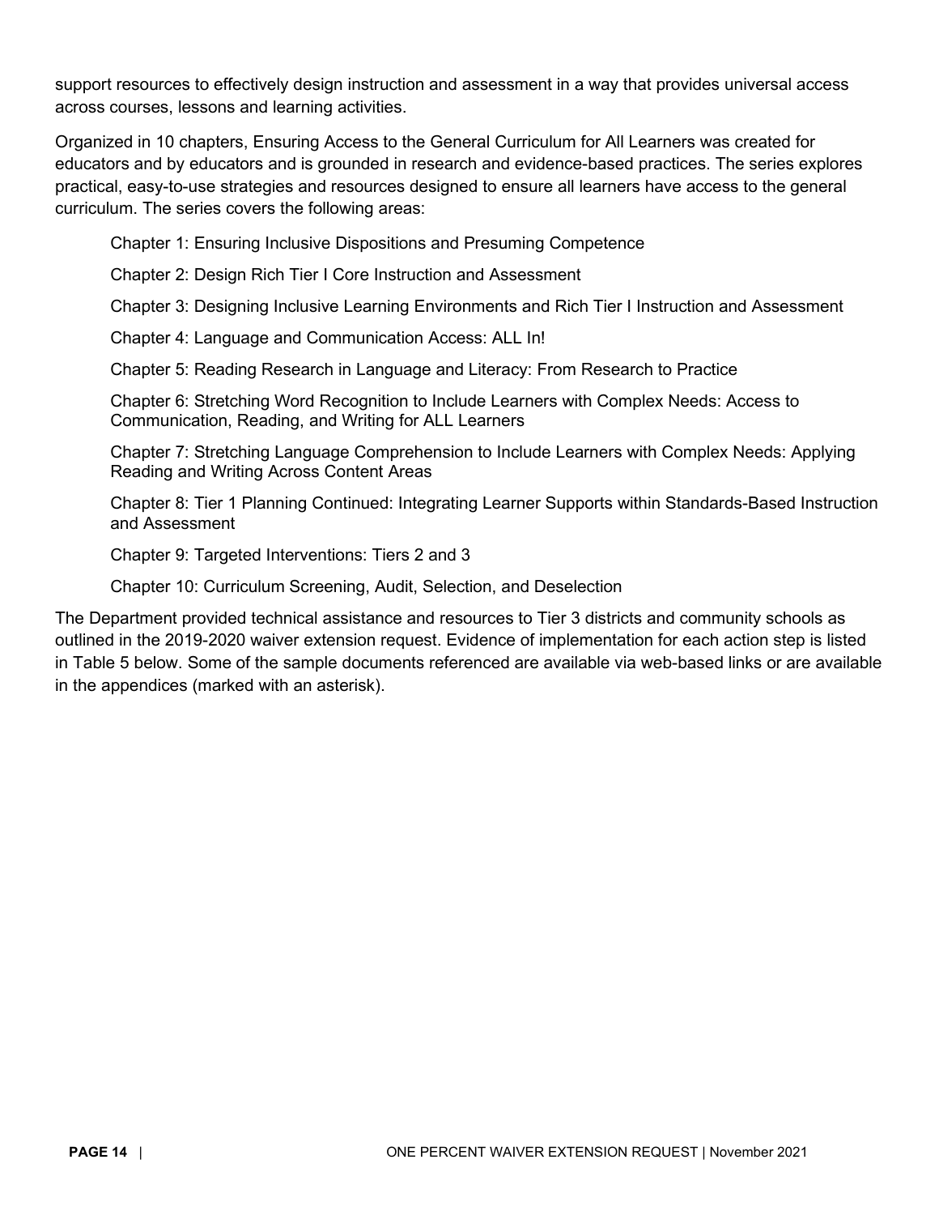support resources to effectively design instruction and assessment in a way that provides universal access across courses, lessons and learning activities.

Organized in 10 chapters, Ensuring Access to the General Curriculum for All Learners was created for educators and by educators and is grounded in research and evidence-based practices. The series explores practical, easy-to-use strategies and resources designed to ensure all learners have access to the general curriculum. The series covers the following areas:

Chapter 1: Ensuring Inclusive Dispositions and Presuming Competence

Chapter 2: Design Rich Tier I Core Instruction and Assessment

Chapter 3: Designing Inclusive Learning Environments and Rich Tier I Instruction and Assessment

Chapter 4: Language and Communication Access: ALL In!

Chapter 5: Reading Research in Language and Literacy: From Research to Practice

Chapter 6: Stretching Word Recognition to Include Learners with Complex Needs: Access to Communication, Reading, and Writing for ALL Learners

Chapter 7: Stretching Language Comprehension to Include Learners with Complex Needs: Applying Reading and Writing Across Content Areas

Chapter 8: Tier 1 Planning Continued: Integrating Learner Supports within Standards-Based Instruction and Assessment

Chapter 9: Targeted Interventions: Tiers 2 and 3

Chapter 10: Curriculum Screening, Audit, Selection, and Deselection

The Department provided technical assistance and resources to Tier 3 districts and community schools as outlined in the 2019-2020 waiver extension request. Evidence of implementation for each action step is listed in Table 5 below. Some of the sample documents referenced are available via web-based links or are available in the appendices (marked with an asterisk).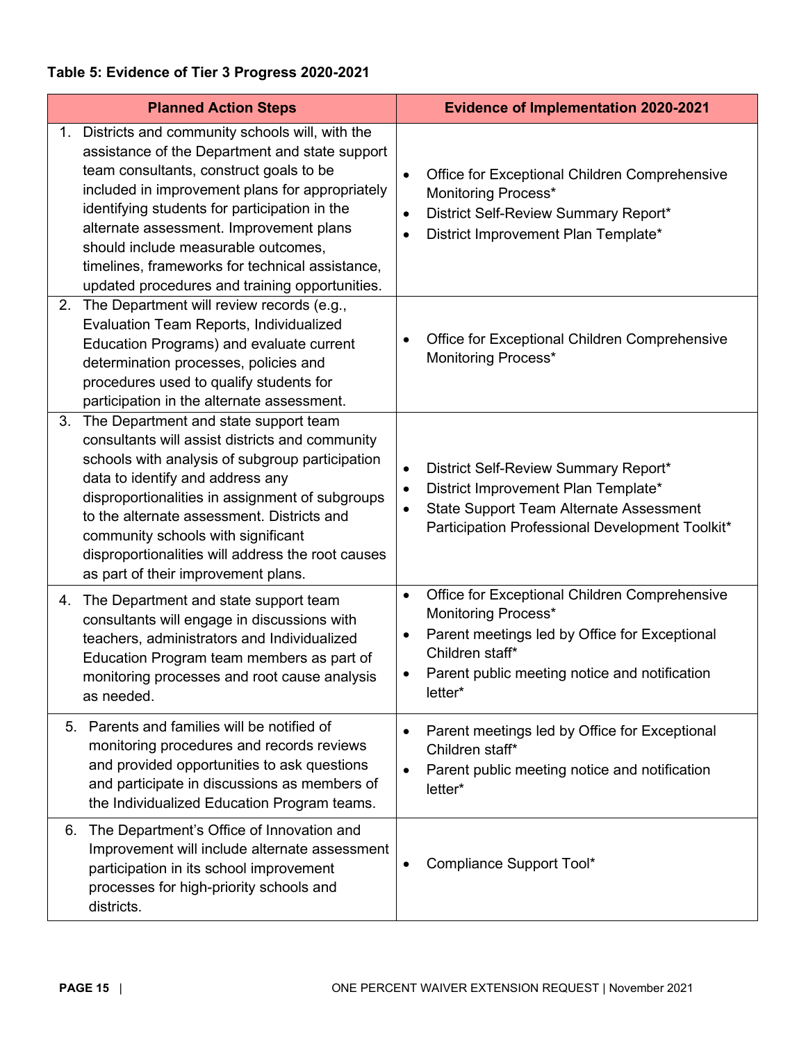**Table 5: Evidence of Tier 3 Progress 2020-2021**

| Planned Action Steps | Evidence of Implementation 2020-2021 |
|---|---|
| 1. Districts and community schools will, with the assistance of the Department and state support team consultants, construct goals to be included in improvement plans for appropriately identifying students for participation in the alternate assessment. Improvement plans should include measurable outcomes, timelines, frameworks for technical assistance, updated procedures and training opportunities. | • Office for Exceptional Children Comprehensive Monitoring Process* <br> • District Self-Review Summary Report* <br> • District Improvement Plan Template* |
| 2. The Department will review records (e.g., Evaluation Team Reports, Individualized Education Programs) and evaluate current determination processes, policies and procedures used to qualify students for participation in the alternate assessment. | • Office for Exceptional Children Comprehensive Monitoring Process* |
| 3. The Department and state support team consultants will assist districts and community schools with analysis of subgroup participation data to identify and address any disproportionalities in assignment of subgroups to the alternate assessment. Districts and community schools with significant disproportionalities will address the root causes as part of their improvement plans. | • District Self-Review Summary Report* <br> • District Improvement Plan Template* <br> • State Support Team Alternate Assessment Participation Professional Development Toolkit* |
| 4. The Department and state support team consultants will engage in discussions with teachers, administrators and Individualized Education Program team members as part of monitoring processes and root cause analysis as needed. | • Office for Exceptional Children Comprehensive Monitoring Process* <br> • Parent meetings led by Office for Exceptional Children staff* <br> • Parent public meeting notice and notification letter* |
| 5. Parents and families will be notified of monitoring procedures and records reviews and provided opportunities to ask questions and participate in discussions as members of the Individualized Education Program teams. | • Parent meetings led by Office for Exceptional Children staff* <br> • Parent public meeting notice and notification letter* |
| 6. The Department's Office of Innovation and Improvement will include alternate assessment participation in its school improvement processes for high-priority schools and districts. | • Compliance Support Tool* |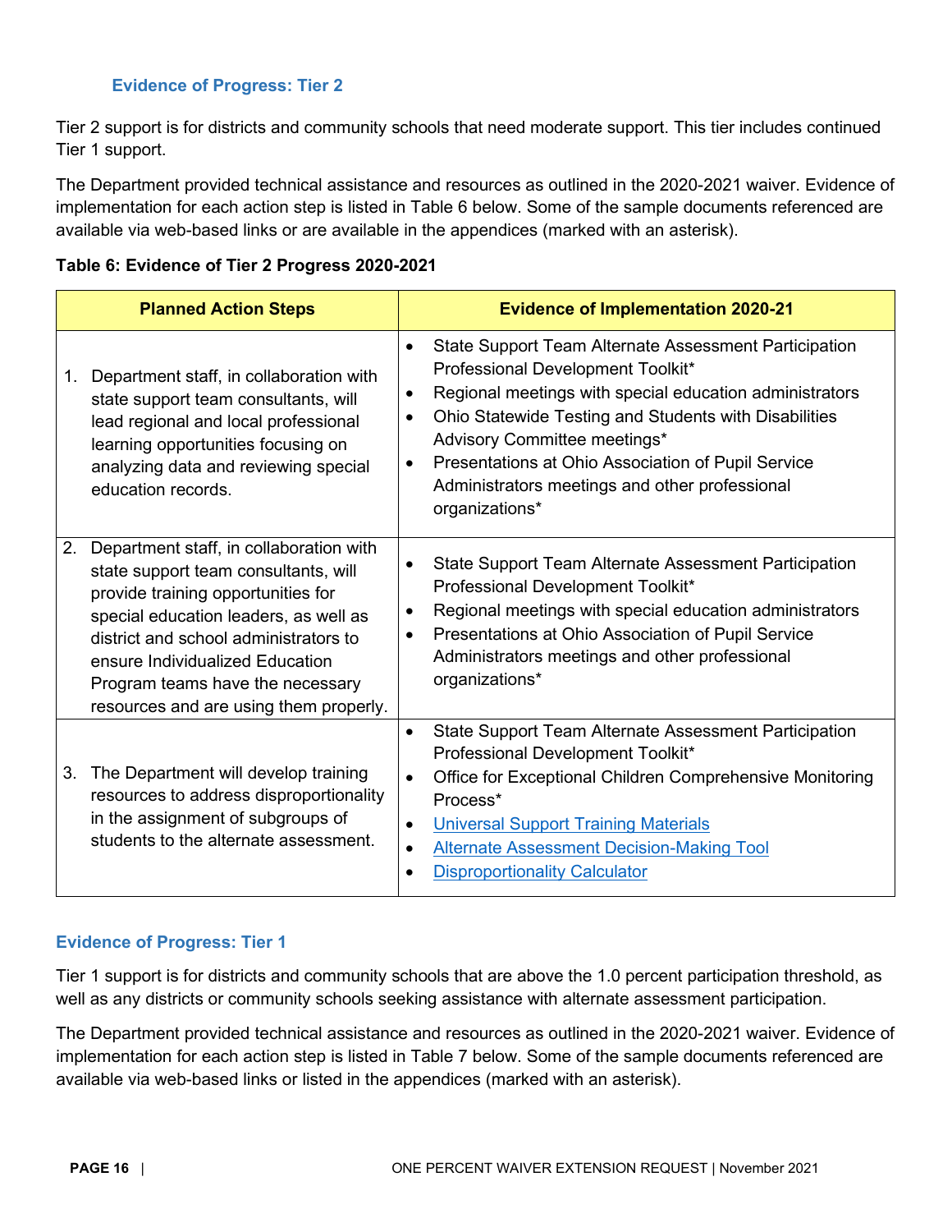### Evidence of Progress: Tier 2

Tier 2 support is for districts and community schools that need moderate support. This tier includes continued Tier 1 support.

The Department provided technical assistance and resources as outlined in the 2020-2021 waiver. Evidence of implementation for each action step is listed in Table 6 below. Some of the sample documents referenced are available via web-based links or are available in the appendices (marked with an asterisk).

**Table 6: Evidence of Tier 2 Progress 2020-2021**

| Planned Action Steps | Evidence of Implementation 2020-21 |
|---|---|
| 1. Department staff, in collaboration with state support team consultants, will lead regional and local professional learning opportunities focusing on analyzing data and reviewing special education records. | • State Support Team Alternate Assessment Participation Professional Development Toolkit*<br>• Regional meetings with special education administrators<br>• Ohio Statewide Testing and Students with Disabilities Advisory Committee meetings*<br>• Presentations at Ohio Association of Pupil Service Administrators meetings and other professional organizations* |
| 2. Department staff, in collaboration with state support team consultants, will provide training opportunities for special education leaders, as well as district and school administrators to ensure Individualized Education Program teams have the necessary resources and are using them properly. | • State Support Team Alternate Assessment Participation Professional Development Toolkit*<br>• Regional meetings with special education administrators<br>• Presentations at Ohio Association of Pupil Service Administrators meetings and other professional organizations* |
| 3. The Department will develop training resources to address disproportionality in the assignment of subgroups of students to the alternate assessment. | • State Support Team Alternate Assessment Participation Professional Development Toolkit*<br>• Office for Exceptional Children Comprehensive Monitoring Process*<br>• Universal Support Training Materials<br>• Alternate Assessment Decision-Making Tool<br>• Disproportionality Calculator |

### Evidence of Progress: Tier 1

Tier 1 support is for districts and community schools that are above the 1.0 percent participation threshold, as well as any districts or community schools seeking assistance with alternate assessment participation.

The Department provided technical assistance and resources as outlined in the 2020-2021 waiver. Evidence of implementation for each action step is listed in Table 7 below. Some of the sample documents referenced are available via web-based links or listed in the appendices (marked with an asterisk).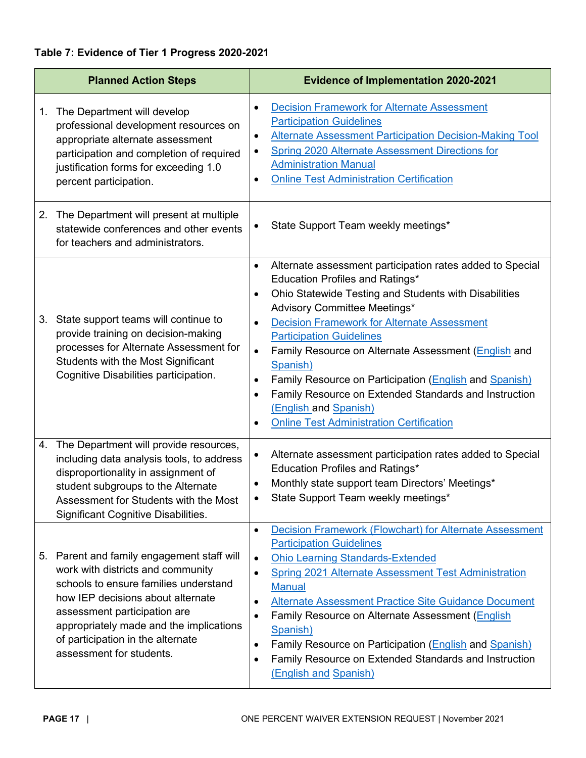**Table 7: Evidence of Tier 1 Progress 2020-2021**

| Planned Action Steps | Evidence of Implementation 2020-2021 |
|---|---|
| 1. The Department will develop professional development resources on appropriate alternate assessment participation and completion of required justification forms for exceeding 1.0 percent participation. | • Decision Framework for Alternate Assessment Participation Guidelines<br>• Alternate Assessment Participation Decision-Making Tool<br>• Spring 2020 Alternate Assessment Directions for Administration Manual<br>• Online Test Administration Certification |
| 2. The Department will present at multiple statewide conferences and other events for teachers and administrators. | • State Support Team weekly meetings* |
| 3. State support teams will continue to provide training on decision-making processes for Alternate Assessment for Students with the Most Significant Cognitive Disabilities participation. | • Alternate assessment participation rates added to Special Education Profiles and Ratings*<br>• Ohio Statewide Testing and Students with Disabilities Advisory Committee Meetings*<br>• Decision Framework for Alternate Assessment Participation Guidelines<br>• Family Resource on Alternate Assessment (English and Spanish)<br>• Family Resource on Participation (English and Spanish)<br>• Family Resource on Extended Standards and Instruction (English and Spanish)<br>• Online Test Administration Certification |
| 4. The Department will provide resources, including data analysis tools, to address disproportionality in assignment of student subgroups to the Alternate Assessment for Students with the Most Significant Cognitive Disabilities. | • Alternate assessment participation rates added to Special Education Profiles and Ratings*<br>• Monthly state support team Directors' Meetings*<br>• State Support Team weekly meetings* |
| 5. Parent and family engagement staff will work with districts and community schools to ensure families understand how IEP decisions about alternate assessment participation are appropriately made and the implications of participation in the alternate assessment for students. | • Decision Framework (Flowchart) for Alternate Assessment Participation Guidelines<br>• Ohio Learning Standards-Extended<br>• Spring 2021 Alternate Assessment Test Administration Manual<br>• Alternate Assessment Practice Site Guidance Document<br>• Family Resource on Alternate Assessment (English Spanish)<br>• Family Resource on Participation (English and Spanish)<br>• Family Resource on Extended Standards and Instruction (English and Spanish) |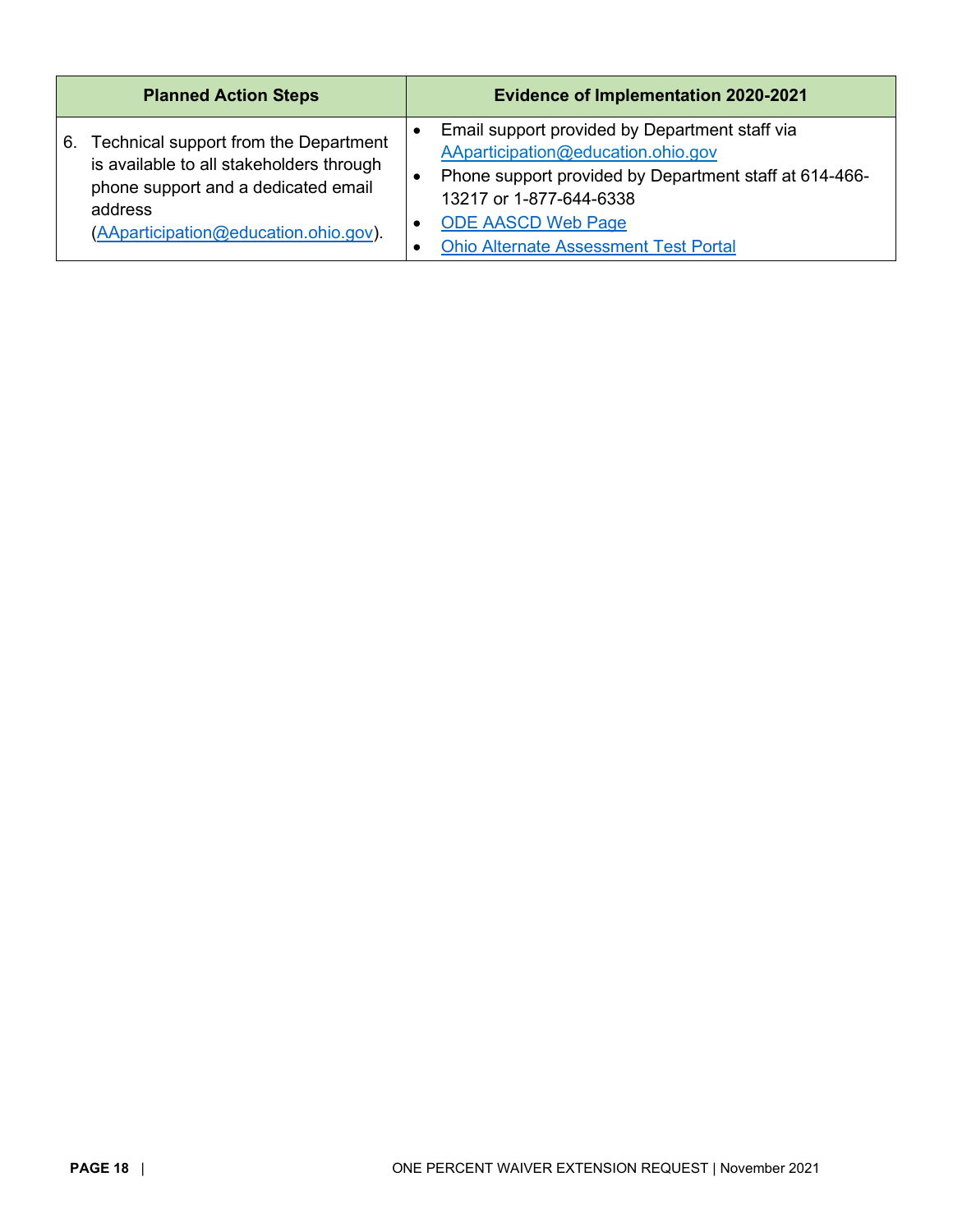| Planned Action Steps | Evidence of Implementation 2020-2021 |
|---|---|
| 6. Technical support from the Department is available to all stakeholders through phone support and a dedicated email address (AAparticipation@education.ohio.gov). | • Email support provided by Department staff via AAparticipation@education.ohio.gov<br>• Phone support provided by Department staff at 614-466-13217 or 1-877-644-6338<br>• ODE AASCD Web Page<br>• Ohio Alternate Assessment Test Portal |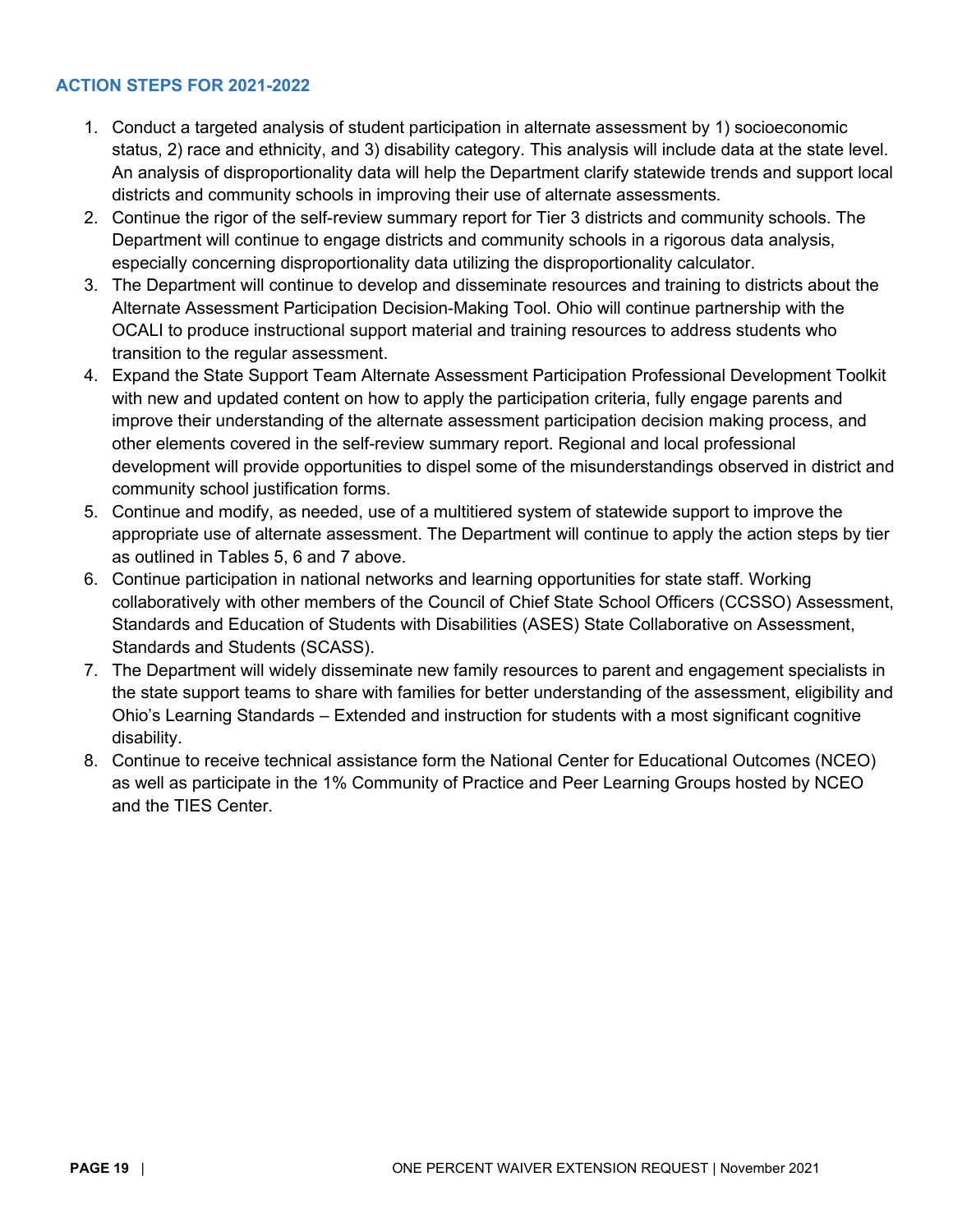### ACTION STEPS FOR 2021-2022

1. Conduct a targeted analysis of student participation in alternate assessment by 1) socioeconomic status, 2) race and ethnicity, and 3) disability category. This analysis will include data at the state level. An analysis of disproportionality data will help the Department clarify statewide trends and support local districts and community schools in improving their use of alternate assessments.
2. Continue the rigor of the self-review summary report for Tier 3 districts and community schools. The Department will continue to engage districts and community schools in a rigorous data analysis, especially concerning disproportionality data utilizing the disproportionality calculator.
3. The Department will continue to develop and disseminate resources and training to districts about the Alternate Assessment Participation Decision-Making Tool. Ohio will continue partnership with the OCALI to produce instructional support material and training resources to address students who transition to the regular assessment.
4. Expand the State Support Team Alternate Assessment Participation Professional Development Toolkit with new and updated content on how to apply the participation criteria, fully engage parents and improve their understanding of the alternate assessment participation decision making process, and other elements covered in the self-review summary report. Regional and local professional development will provide opportunities to dispel some of the misunderstandings observed in district and community school justification forms.
5. Continue and modify, as needed, use of a multitiered system of statewide support to improve the appropriate use of alternate assessment. The Department will continue to apply the action steps by tier as outlined in Tables 5, 6 and 7 above.
6. Continue participation in national networks and learning opportunities for state staff. Working collaboratively with other members of the Council of Chief State School Officers (CCSSO) Assessment, Standards and Education of Students with Disabilities (ASES) State Collaborative on Assessment, Standards and Students (SCASS).
7. The Department will widely disseminate new family resources to parent and engagement specialists in the state support teams to share with families for better understanding of the assessment, eligibility and Ohio's Learning Standards – Extended and instruction for students with a most significant cognitive disability.
8. Continue to receive technical assistance form the National Center for Educational Outcomes (NCEO) as well as participate in the 1% Community of Practice and Peer Learning Groups hosted by NCEO and the TIES Center.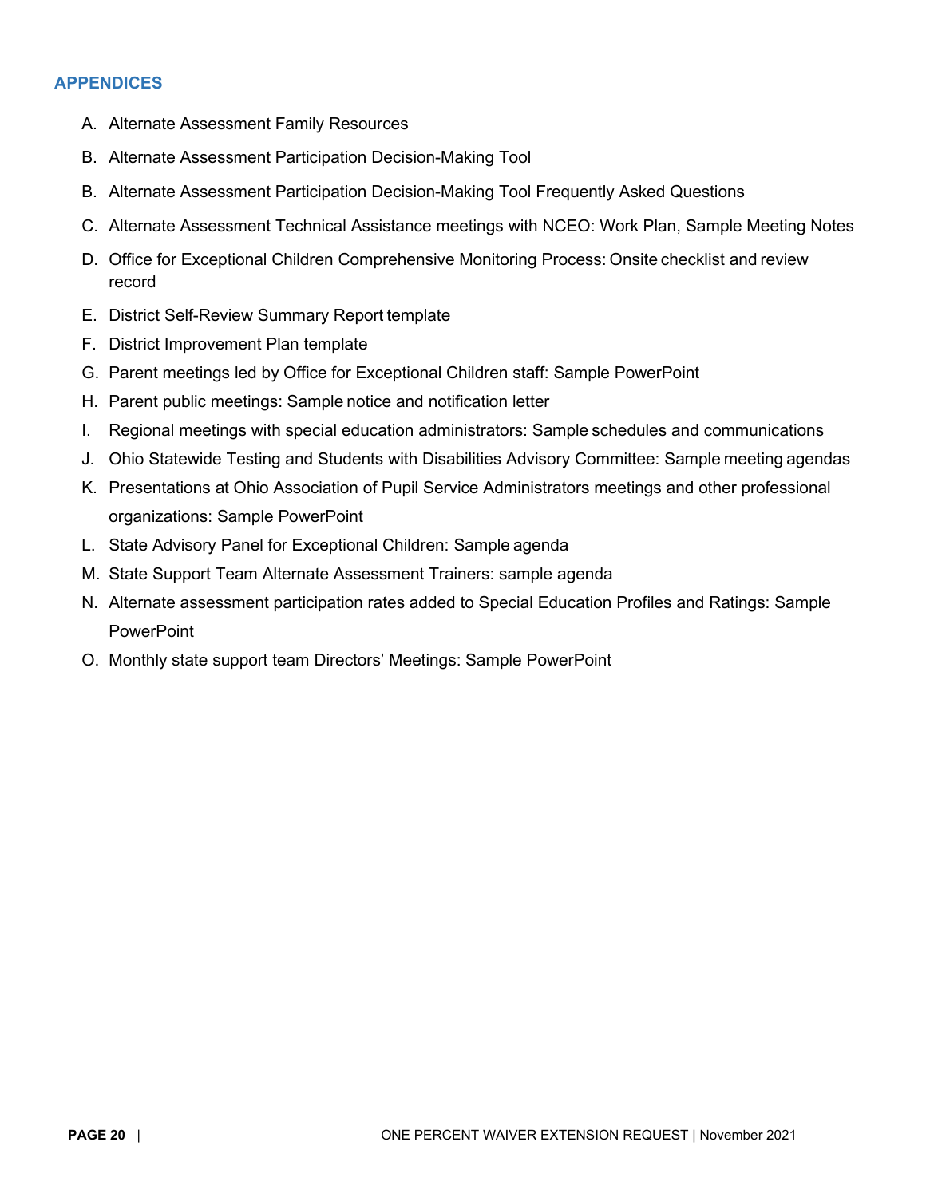## APPENDICES

A. Alternate Assessment Family Resources

B. Alternate Assessment Participation Decision-Making Tool

B. Alternate Assessment Participation Decision-Making Tool Frequently Asked Questions

C. Alternate Assessment Technical Assistance meetings with NCEO: Work Plan, Sample Meeting Notes

D. Office for Exceptional Children Comprehensive Monitoring Process: Onsite checklist and review record

E. District Self-Review Summary Report template

F. District Improvement Plan template

G. Parent meetings led by Office for Exceptional Children staff: Sample PowerPoint

H. Parent public meetings: Sample notice and notification letter

I. Regional meetings with special education administrators: Sample schedules and communications

J. Ohio Statewide Testing and Students with Disabilities Advisory Committee: Sample meeting agendas

K. Presentations at Ohio Association of Pupil Service Administrators meetings and other professional organizations: Sample PowerPoint

L. State Advisory Panel for Exceptional Children: Sample agenda

M. State Support Team Alternate Assessment Trainers: sample agenda

N. Alternate assessment participation rates added to Special Education Profiles and Ratings: Sample PowerPoint

O. Monthly state support team Directors' Meetings: Sample PowerPoint